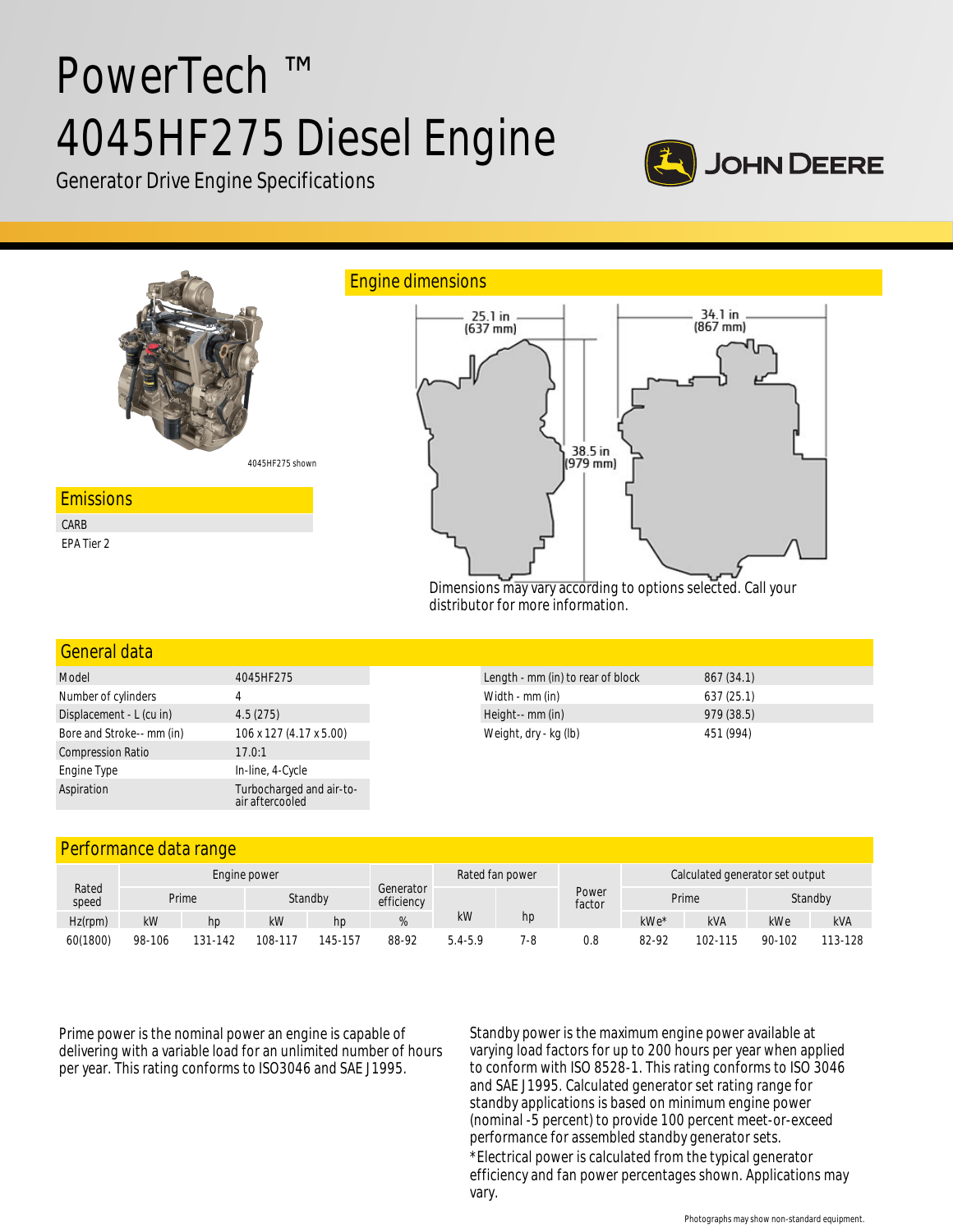# PowerTech ™ 4045HF275 Diesel Engine

Generator Drive Engine Specifications

JOHN DEERE

4045HF275 shown

## Engine dimensions

25.1 in (637 mm)

34.1 in (867 mm)

38.5 in (979 mm)

Dimensions may vary according to options selected. Call your distributor for more information.

## Emissions

CARB

EPA Tier 2

## General data

| | |
|---|---|
| Model | 4045HF275 |
| Number of cylinders | 4 |
| Displacement - L (cu in) | 4.5 (275) |
| Bore and Stroke-- mm (in) | 106 x 127 (4.17 x 5.00) |
| Compression Ratio | 17.0:1 |
| Engine Type | In-line, 4-Cycle |
| Aspiration | Turbocharged and air-to-air aftercooled |

| | |
|---|---|
| Length - mm (in) to rear of block | 867 (34.1) |
| Width - mm (in) | 637 (25.1) |
| Height-- mm (in) | 979 (38.5) |
| Weight, dry - kg (lb) | 451 (994) |

## Performance data range

| Rated speed | Engine power | | | | Generator efficiency | Rated fan power | | Power factor | Calculated generator set output | | | |
|---|---|---|---|---|---|---|---|---|---|---|---|---|
| | Prime | | Standby | | | | | | Prime | | Standby | |
| Hz(rpm) | kW | hp | kW | hp | % | kW | hp | | kWe* | kVA | kWe | kVA |
| 60(1800) | 98-106 | 131-142 | 108-117 | 145-157 | 88-92 | 5.4-5.9 | 7-8 | 0.8 | 82-92 | 102-115 | 90-102 | 113-128 |

Prime power is the nominal power an engine is capable of delivering with a variable load for an unlimited number of hours per year. This rating conforms to ISO3046 and SAE J1995.

Standby power is the maximum engine power available at varying load factors for up to 200 hours per year when applied to conform with ISO 8528-1. This rating conforms to ISO 3046 and SAE J1995. Calculated generator set rating range for standby applications is based on minimum engine power (nominal -5 percent) to provide 100 percent meet-or-exceed performance for assembled standby generator sets.

*Electrical power is calculated from the typical generator efficiency and fan power percentages shown. Applications may vary.

Photographs may show non-standard equipment.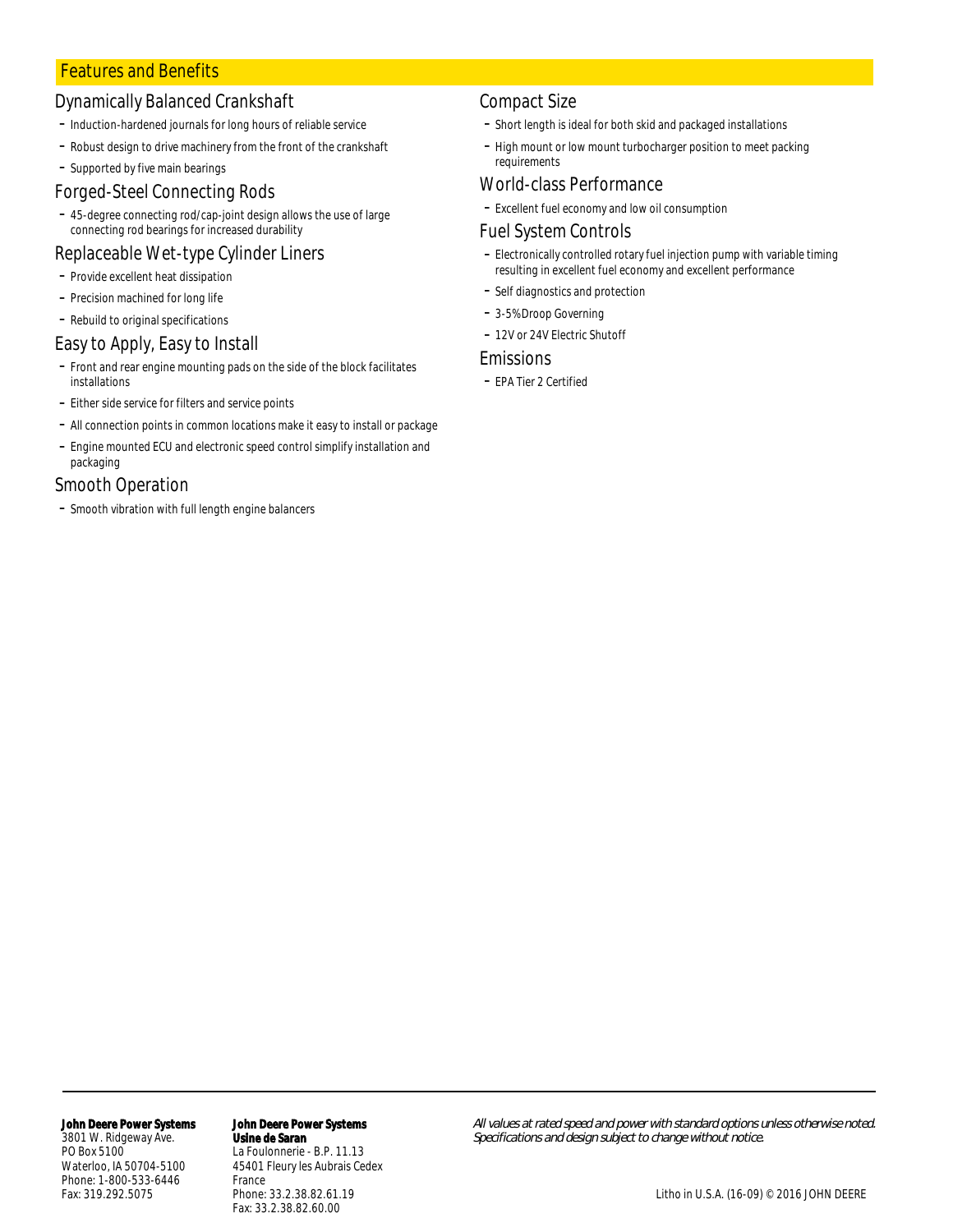## Features and Benefits

### Dynamically Balanced Crankshaft

- Induction-hardened journals for long hours of reliable service
- Robust design to drive machinery from the front of the crankshaft
- Supported by five main bearings

### Forged-Steel Connecting Rods

- 45-degree connecting rod/cap-joint design allows the use of large connecting rod bearings for increased durability

### Replaceable Wet-type Cylinder Liners

- Provide excellent heat dissipation
- Precision machined for long life
- Rebuild to original specifications

### Easy to Apply, Easy to Install

- Front and rear engine mounting pads on the side of the block facilitates installations
- Either side service for filters and service points
- All connection points in common locations make it easy to install or package
- Engine mounted ECU and electronic speed control simplify installation and packaging

### Smooth Operation

- Smooth vibration with full length engine balancers

### Compact Size

- Short length is ideal for both skid and packaged installations
- High mount or low mount turbocharger position to meet packing requirements

### World-class Performance

- Excellent fuel economy and low oil consumption

### Fuel System Controls

- Electronically controlled rotary fuel injection pump with variable timing resulting in excellent fuel economy and excellent performance
- Self diagnostics and protection
- 3-5% Droop Governing
- 12V or 24V Electric Shutoff

### Emissions

- EPA Tier 2 Certified

---

**John Deere Power Systems**
3801 W. Ridgeway Ave.
PO Box 5100
Waterloo, IA 50704-5100
Phone: 1-800-533-6446
Fax: 319.292.5075

**John Deere Power Systems**
**Usine de Saran**
La Foulonnerie - B.P. 11.13
45401 Fleury les Aubrais Cedex
France
Phone: 33.2.38.82.61.19
Fax: 33.2.38.82.60.00

*All values at rated speed and power with standard options unless otherwise noted. Specifications and design subject to change without notice.*

Litho in U.S.A. (16-09) © 2016 JOHN DEERE